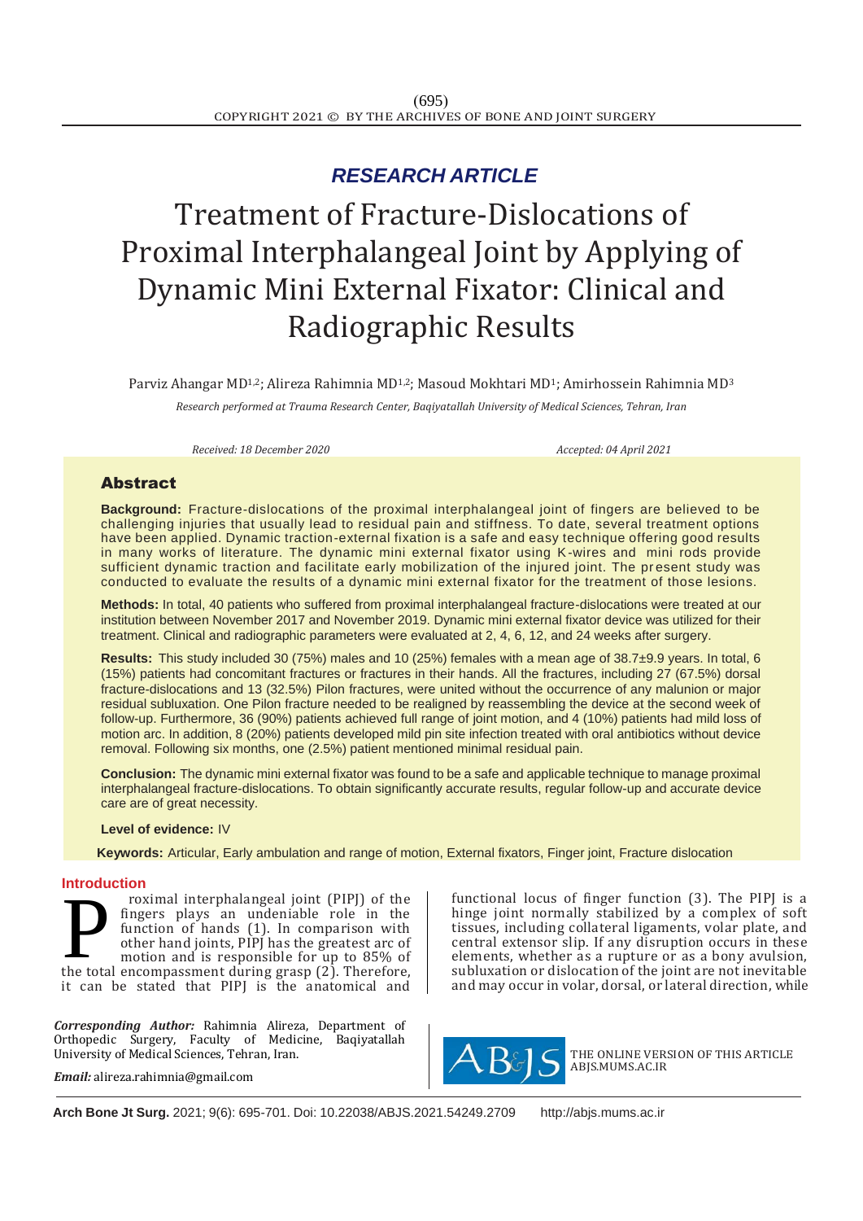*RESEARCH ARTICLE*

# Treatment of Fracture-Dislocations of Proximal Interphalangeal Joint by Applying of Dynamic Mini External Fixator: Clinical and Radiographic Results

Parviz Ahangar MD[1,2]; Alireza Rahimnia MD[1,2]; Masoud Mokhtari MD[1]; Amirhossein Rahimnia MD[3]

*Research performed at Trauma Research Center, Baqiyatallah University of Medical Sciences, Tehran, Iran*

*Received: 18 December 2020* *Accepted: 04 April 2021*

## Abstract

**Background:** Fracture-dislocations of the proximal interphalangeal joint of fingers are believed to be challenging injuries that usually lead to residual pain and stiffness. To date, several treatment options have been applied. Dynamic traction-external fixation is a safe and easy technique offering good results in many works of literature. The dynamic mini external fixator using K-wires and mini rods provide sufficient dynamic traction and facilitate early mobilization of the injured joint. The present study was conducted to evaluate the results of a dynamic mini external fixator for the treatment of those lesions.

**Methods:** In total, 40 patients who suffered from proximal interphalangeal fracture-dislocations were treated at our institution between November 2017 and November 2019. Dynamic mini external fixator device was utilized for their treatment. Clinical and radiographic parameters were evaluated at 2, 4, 6, 12, and 24 weeks after surgery.

**Results:** This study included 30 (75%) males and 10 (25%) females with a mean age of 38.7±9.9 years. In total, 6 (15%) patients had concomitant fractures or fractures in their hands. All the fractures, including 27 (67.5%) dorsal fracture-dislocations and 13 (32.5%) Pilon fractures, were united without the occurrence of any malunion or major residual subluxation. One Pilon fracture needed to be realigned by reassembling the device at the second week of follow-up. Furthermore, 36 (90%) patients achieved full range of joint motion, and 4 (10%) patients had mild loss of motion arc. In addition, 8 (20%) patients developed mild pin site infection treated with oral antibiotics without device removal. Following six months, one (2.5%) patient mentioned minimal residual pain.

**Conclusion:** The dynamic mini external fixator was found to be a safe and applicable technique to manage proximal interphalangeal fracture-dislocations. To obtain significantly accurate results, regular follow-up and accurate device care are of great necessity.

**Level of evidence:** IV

**Keywords:** Articular, Early ambulation and range of motion, External fixators, Finger joint, Fracture dislocation

## Introduction

Proximal interphalangeal joint (PIPJ) of the fingers plays an undeniable role in the function of hands (1). In comparison with other hand joints, PIPJ has the greatest arc of motion and is responsible for up to 85% of the total encompassment during grasp (2). Therefore, it can be stated that PIPJ is the anatomical and functional locus of finger function (3). The PIPJ is a hinge joint normally stabilized by a complex of soft tissues, including collateral ligaments, volar plate, and central extensor slip. If any disruption occurs in these elements, whether as a rupture or as a bony avulsion, subluxation or dislocation of the joint are not inevitable and may occur in volar, dorsal, or lateral direction, while

***Corresponding Author:*** Rahimnia Alireza, Department of Orthopedic Surgery, Faculty of Medicine, Baqiyatallah University of Medical Sciences, Tehran, Iran.

***Email:*** alireza.rahimnia@gmail.com

THE ONLINE VERSION OF THIS ARTICLE ABJS.MUMS.AC.IR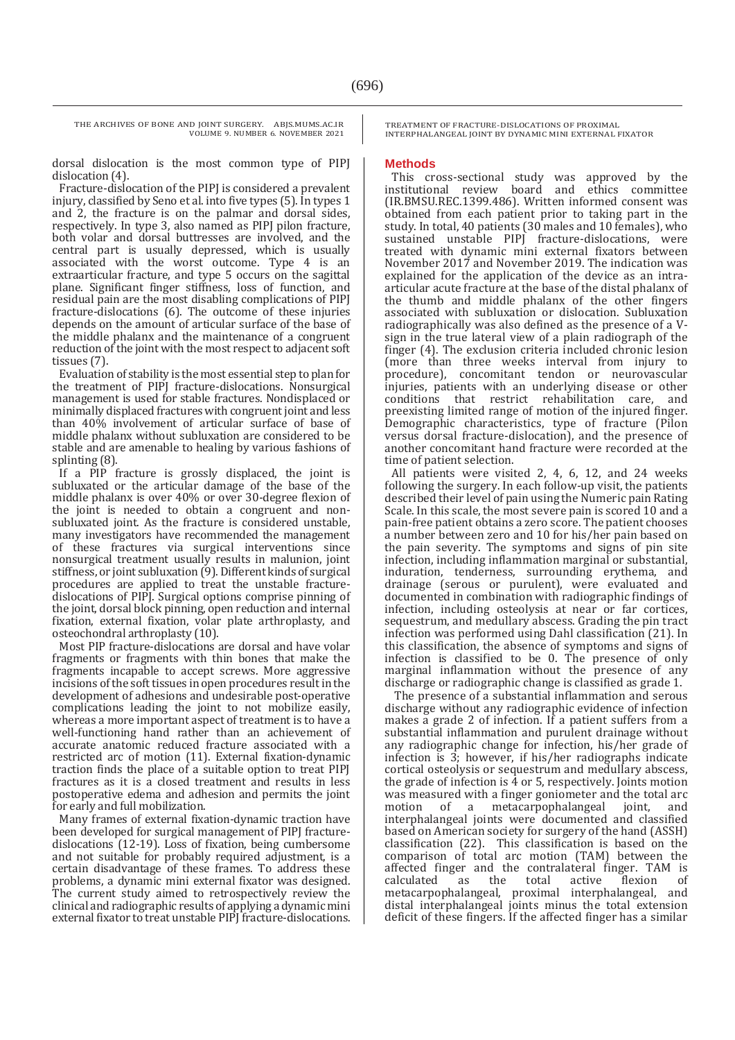dorsal dislocation is the most common type of PIPJ dislocation (4).

Fracture-dislocation of the PIPJ is considered a prevalent injury, classified by Seno et al. into five types (5). In types 1 and 2, the fracture is on the palmar and dorsal sides, respectively. In type 3, also named as PIPJ pilon fracture, both volar and dorsal buttresses are involved, and the central part is usually depressed, which is usually associated with the worst outcome. Type 4 is an extraarticular fracture, and type 5 occurs on the sagittal plane. Significant finger stiffness, loss of function, and residual pain are the most disabling complications of PIPJ fracture-dislocations (6). The outcome of these injuries depends on the amount of articular surface of the base of the middle phalanx and the maintenance of a congruent reduction of the joint with the most respect to adjacent soft tissues (7).

Evaluation of stability is the most essential step to plan for the treatment of PIPJ fracture-dislocations. Nonsurgical management is used for stable fractures. Nondisplaced or minimally displaced fractures with congruent joint and less than 40% involvement of articular surface of base of middle phalanx without subluxation are considered to be stable and are amenable to healing by various fashions of splinting (8).

If a PIP fracture is grossly displaced, the joint is subluxated or the articular damage of the base of the middle phalanx is over 40% or over 30-degree flexion of the joint is needed to obtain a congruent and non-subluxated joint. As the fracture is considered unstable, many investigators have recommended the management of these fractures via surgical interventions since nonsurgical treatment usually results in malunion, joint stiffness, or joint subluxation (9). Different kinds of surgical procedures are applied to treat the unstable fracture-dislocations of PIPJ. Surgical options comprise pinning of the joint, dorsal block pinning, open reduction and internal fixation, external fixation, volar plate arthroplasty, and osteochondral arthroplasty (10).

Most PIP fracture-dislocations are dorsal and have volar fragments or fragments with thin bones that make the fragments incapable to accept screws. More aggressive incisions of the soft tissues in open procedures result in the development of adhesions and undesirable post-operative complications leading the joint to not mobilize easily, whereas a more important aspect of treatment is to have a well-functioning hand rather than an achievement of accurate anatomic reduced fracture associated with a restricted arc of motion (11). External fixation-dynamic traction finds the place of a suitable option to treat PIPJ fractures as it is a closed treatment and results in less postoperative edema and adhesion and permits the joint for early and full mobilization.

Many frames of external fixation-dynamic traction have been developed for surgical management of PIPJ fracture-dislocations (12-19). Loss of fixation, being cumbersome and not suitable for probably required adjustment, is a certain disadvantage of these frames. To address these problems, a dynamic mini external fixator was designed. The current study aimed to retrospectively review the clinical and radiographic results of applying a dynamic mini external fixator to treat unstable PIPJ fracture-dislocations.

## Methods

This cross-sectional study was approved by the institutional review board and ethics committee (IR.BMSU.REC.1399.486). Written informed consent was obtained from each patient prior to taking part in the study. In total, 40 patients (30 males and 10 females), who sustained unstable PIPJ fracture-dislocations, were treated with dynamic mini external fixators between November 2017 and November 2019. The indication was explained for the application of the device as an intra-articular acute fracture at the base of the distal phalanx of the thumb and middle phalanx of the other fingers associated with subluxation or dislocation. Subluxation radiographically was also defined as the presence of a V-sign in the true lateral view of a plain radiograph of the finger (4). The exclusion criteria included chronic lesion (more than three weeks interval from injury to procedure), concomitant tendon or neurovascular injuries, patients with an underlying disease or other conditions that restrict rehabilitation care, and preexisting limited range of motion of the injured finger. Demographic characteristics, type of fracture (Pilon versus dorsal fracture-dislocation), and the presence of another concomitant hand fracture were recorded at the time of patient selection.

All patients were visited 2, 4, 6, 12, and 24 weeks following the surgery. In each follow-up visit, the patients described their level of pain using the Numeric pain Rating Scale. In this scale, the most severe pain is scored 10 and a pain-free patient obtains a zero score. The patient chooses a number between zero and 10 for his/her pain based on the pain severity. The symptoms and signs of pin site infection, including inflammation marginal or substantial, induration, tenderness, surrounding erythema, and drainage (serous or purulent), were evaluated and documented in combination with radiographic findings of infection, including osteolysis at near or far cortices, sequestrum, and medullary abscess. Grading the pin tract infection was performed using Dahl classification (21). In this classification, the absence of symptoms and signs of infection is classified to be 0. The presence of only marginal inflammation without the presence of any discharge or radiographic change is classified as grade 1.

The presence of a substantial inflammation and serous discharge without any radiographic evidence of infection makes a grade 2 of infection. If a patient suffers from a substantial inflammation and purulent drainage without any radiographic change for infection, his/her grade of infection is 3; however, if his/her radiographs indicate cortical osteolysis or sequestrum and medullary abscess, the grade of infection is 4 or 5, respectively. Joints motion was measured with a finger goniometer and the total arc motion of a metacarpophalangeal joint, and interphalangeal joints were documented and classified based on American society for surgery of the hand (ASSH) classification (22). This classification is based on the comparison of total arc motion (TAM) between the affected finger and the contralateral finger. TAM is calculated as the total active flexion of metacarpophalangeal, proximal interphalangeal, and distal interphalangeal joints minus the total extension deficit of these fingers. If the affected finger has a similar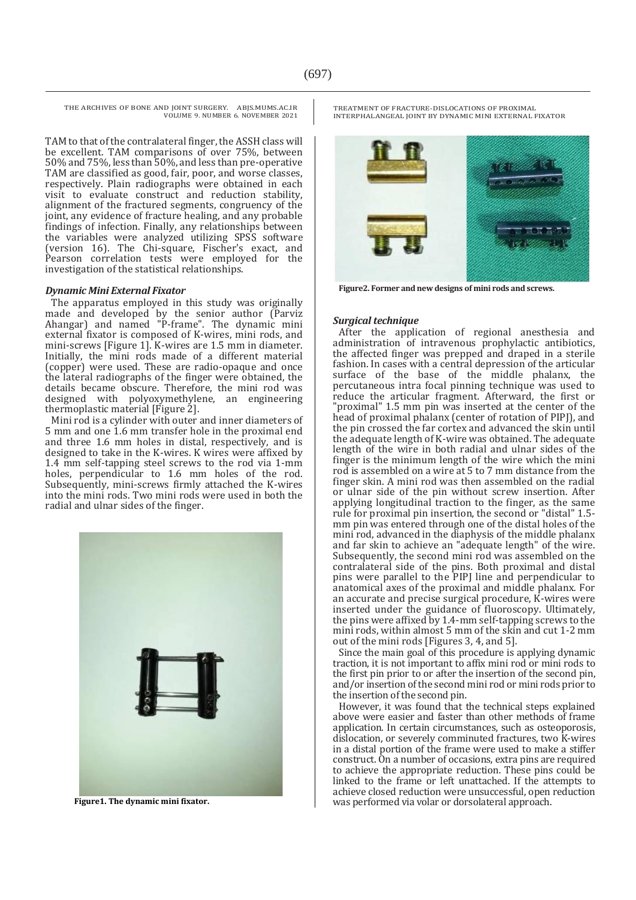TAM to that of the contralateral finger, the ASSH class will be excellent. TAM comparisons of over 75%, between 50% and 75%, less than 50%, and less than pre-operative TAM are classified as good, fair, poor, and worse classes, respectively. Plain radiographs were obtained in each visit to evaluate construct and reduction stability, alignment of the fractured segments, congruency of the joint, any evidence of fracture healing, and any probable findings of infection. Finally, any relationships between the variables were analyzed utilizing SPSS software (version 16). The Chi-square, Fischer's exact, and Pearson correlation tests were employed for the investigation of the statistical relationships.

### *Dynamic Mini External Fixator*

The apparatus employed in this study was originally made and developed by the senior author (Parviz Ahangar) and named "P-frame". The dynamic mini external fixator is composed of K-wires, mini rods, and mini-screws [Figure 1]. K-wires are 1.5 mm in diameter. Initially, the mini rods made of a different material (copper) were used. These are radio-opaque and once the lateral radiographs of the finger were obtained, the details became obscure. Therefore, the mini rod was designed with polyoxymethylene, an engineering thermoplastic material [Figure 2].

Mini rod is a cylinder with outer and inner diameters of 5 mm and one 1.6 mm transfer hole in the proximal end and three 1.6 mm holes in distal, respectively, and is designed to take in the K-wires. K wires were affixed by 1.4 mm self-tapping steel screws to the rod via 1-mm holes, perpendicular to 1.6 mm holes of the rod. Subsequently, mini-screws firmly attached the K-wires into the mini rods. Two mini rods were used in both the radial and ulnar sides of the finger.

**Figure1. The dynamic mini fixator.**

**Figure2. Former and new designs of mini rods and screws.**

### *Surgical technique*

After the application of regional anesthesia and administration of intravenous prophylactic antibiotics, the affected finger was prepped and draped in a sterile fashion. In cases with a central depression of the articular surface of the base of the middle phalanx, the percutaneous intra focal pinning technique was used to reduce the articular fragment. Afterward, the first or "proximal" 1.5 mm pin was inserted at the center of the head of proximal phalanx (center of rotation of PIPJ), and the pin crossed the far cortex and advanced the skin until the adequate length of K-wire was obtained. The adequate length of the wire in both radial and ulnar sides of the finger is the minimum length of the wire which the mini rod is assembled on a wire at 5 to 7 mm distance from the finger skin. A mini rod was then assembled on the radial or ulnar side of the pin without screw insertion. After applying longitudinal traction to the finger, as the same rule for proximal pin insertion, the second or "distal" 1.5-mm pin was entered through one of the distal holes of the mini rod, advanced in the diaphysis of the middle phalanx and far skin to achieve an "adequate length" of the wire. Subsequently, the second mini rod was assembled on the contralateral side of the pins. Both proximal and distal pins were parallel to the PIPJ line and perpendicular to anatomical axes of the proximal and middle phalanx. For an accurate and precise surgical procedure, K-wires were inserted under the guidance of fluoroscopy. Ultimately, the pins were affixed by 1.4-mm self-tapping screws to the mini rods, within almost 5 mm of the skin and cut 1-2 mm out of the mini rods [Figures 3, 4, and 5].

Since the main goal of this procedure is applying dynamic traction, it is not important to affix mini rod or mini rods to the first pin prior to or after the insertion of the second pin, and/or insertion of the second mini rod or mini rods prior to the insertion of the second pin.

However, it was found that the technical steps explained above were easier and faster than other methods of frame application. In certain circumstances, such as osteoporosis, dislocation, or severely comminuted fractures, two K-wires in a distal portion of the frame were used to make a stiffer construct. On a number of occasions, extra pins are required to achieve the appropriate reduction. These pins could be linked to the frame or left unattached. If the attempts to achieve closed reduction were unsuccessful, open reduction was performed via volar or dorsolateral approach.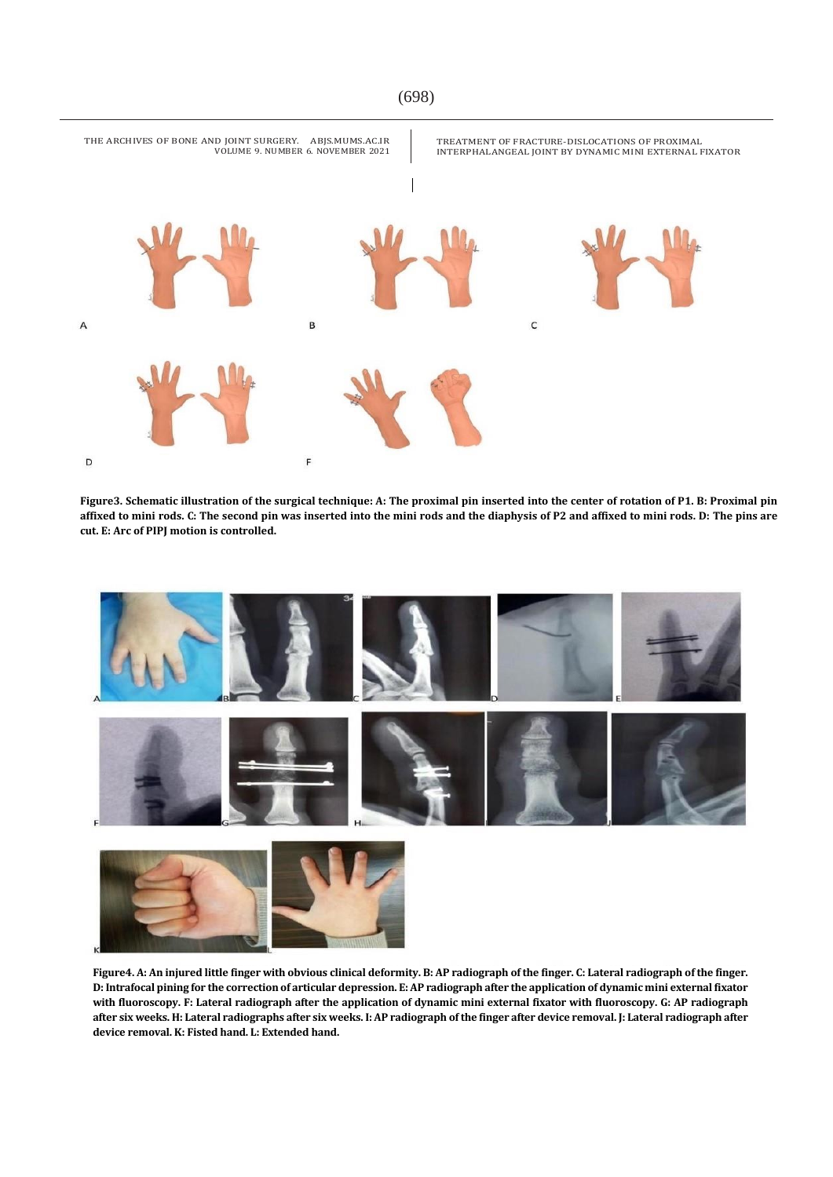**Figure3. Schematic illustration of the surgical technique: A: The proximal pin inserted into the center of rotation of P1. B: Proximal pin affixed to mini rods. C: The second pin was inserted into the mini rods and the diaphysis of P2 and affixed to mini rods. D: The pins are cut. E: Arc of PIPJ motion is controlled.**

**Figure4. A: An injured little finger with obvious clinical deformity. B: AP radiograph of the finger. C: Lateral radiograph of the finger. D: Intrafocal pining for the correction of articular depression. E: AP radiograph after the application of dynamic mini external fixator with fluoroscopy. F: Lateral radiograph after the application of dynamic mini external fixator with fluoroscopy. G: AP radiograph after six weeks. H: Lateral radiographs after six weeks. I: AP radiograph of the finger after device removal. J: Lateral radiograph after device removal. K: Fisted hand. L: Extended hand.**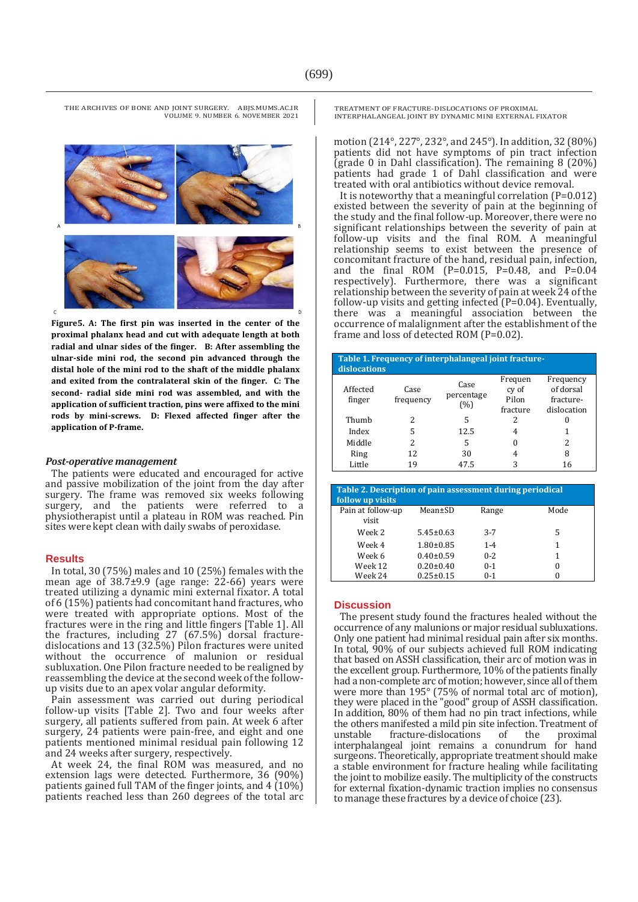**Figure5. A: The first pin was inserted in the center of the proximal phalanx head and cut with adequate length at both radial and ulnar sides of the finger. B: After assembling the ulnar-side mini rod, the second pin advanced through the distal hole of the mini rod to the shaft of the middle phalanx and exited from the contralateral skin of the finger. C: The second- radial side mini rod was assembled, and with the application of sufficient traction, pins were affixed to the mini rods by mini-screws. D: Flexed affected finger after the application of P-frame.**

### *Post-operative management*

The patients were educated and encouraged for active and passive mobilization of the joint from the day after surgery. The frame was removed six weeks following surgery, and the patients were referred to a physiotherapist until a plateau in ROM was reached. Pin sites were kept clean with daily swabs of peroxidase.

## Results

In total, 30 (75%) males and 10 (25%) females with the mean age of 38.7±9.9 (age range: 22-66) years were treated utilizing a dynamic mini external fixator. A total of 6 (15%) patients had concomitant hand fractures, who were treated with appropriate options. Most of the fractures were in the ring and little fingers [Table 1]. All the fractures, including 27 (67.5%) dorsal fracture-dislocations and 13 (32.5%) Pilon fractures were united without the occurrence of malunion or residual subluxation. One Pilon fracture needed to be realigned by reassembling the device at the second week of the follow-up visits due to an apex volar angular deformity.

Pain assessment was carried out during periodical follow-up visits [Table 2]. Two and four weeks after surgery, all patients suffered from pain. At week 6 after surgery, 24 patients were pain-free, and eight and one patients mentioned minimal residual pain following 12 and 24 weeks after surgery, respectively.

At week 24, the final ROM was measured, and no extension lags were detected. Furthermore, 36 (90%) patients gained full TAM of the finger joints, and 4 (10%) patients reached less than 260 degrees of the total arc motion (214°, 227°, 232°, and 245°). In addition, 32 (80%) patients did not have symptoms of pin tract infection (grade 0 in Dahl classification). The remaining 8 (20%) patients had grade 1 of Dahl classification and were treated with oral antibiotics without device removal.

It is noteworthy that a meaningful correlation (P=0.012) existed between the severity of pain at the beginning of the study and the final follow-up. Moreover, there were no significant relationships between the severity of pain at follow-up visits and the final ROM. A meaningful relationship seems to exist between the presence of concomitant fracture of the hand, residual pain, infection, and the final ROM (P=0.015, P=0.48, and P=0.04 respectively). Furthermore, there was a significant relationship between the severity of pain at week 24 of the follow-up visits and getting infected (P=0.04). Eventually, there was a meaningful association between the occurrence of malalignment after the establishment of the frame and loss of detected ROM (P=0.02).

**Table 1. Frequency of interphalangeal joint fracture-dislocations**

| Affected finger | Case frequency | Case percentage (%) | Frequency of Pilon fracture | Frequency of dorsal fracture-dislocation |
|---|---|---|---|---|
| Thumb | 2 | 5 | 2 | 0 |
| Index | 5 | 12.5 | 4 | 1 |
| Middle | 2 | 5 | 0 | 2 |
| Ring | 12 | 30 | 4 | 8 |
| Little | 19 | 47.5 | 3 | 16 |

**Table 2. Description of pain assessment during periodical follow up visits**

| Pain at follow-up visit | Mean±SD | Range | Mode |
|---|---|---|---|
| Week 2 | 5.45±0.63 | 3-7 | 5 |
| Week 4 | 1.80±0.85 | 1-4 | 1 |
| Week 6 | 0.40±0.59 | 0-2 | 1 |
| Week 12 | 0.20±0.40 | 0-1 | 0 |
| Week 24 | 0.25±0.15 | 0-1 | 0 |

## Discussion

The present study found the fractures healed without the occurrence of any malunions or major residual subluxations. Only one patient had minimal residual pain after six months. In total, 90% of our subjects achieved full ROM indicating that based on ASSH classification, their arc of motion was in the excellent group. Furthermore, 10% of the patients finally had a non-complete arc of motion; however, since all of them were more than 195° (75% of normal total arc of motion), they were placed in the "good" group of ASSH classification. In addition, 80% of them had no pin tract infections, while the others manifested a mild pin site infection. Treatment of unstable fracture-dislocations of the proximal interphalangeal joint remains a conundrum for hand surgeons. Theoretically, appropriate treatment should make a stable environment for fracture healing while facilitating the joint to mobilize easily. The multiplicity of the constructs for external fixation-dynamic traction implies no consensus to manage these fractures by a device of choice (23).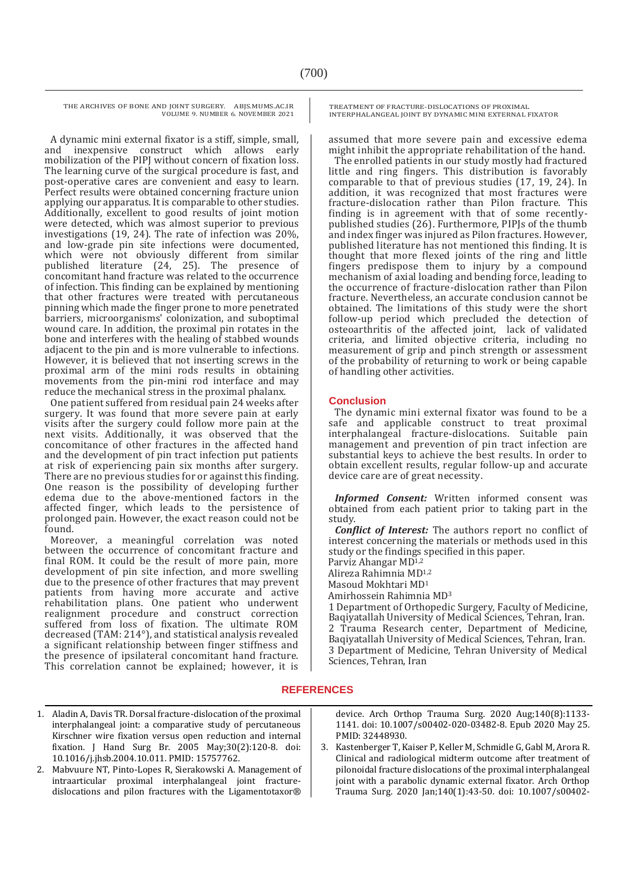A dynamic mini external fixator is a stiff, simple, small, and inexpensive construct which allows early mobilization of the PIPJ without concern of fixation loss. The learning curve of the surgical procedure is fast, and post-operative cares are convenient and easy to learn. Perfect results were obtained concerning fracture union applying our apparatus. It is comparable to other studies. Additionally, excellent to good results of joint motion were detected, which was almost superior to previous investigations (19, 24). The rate of infection was 20%, and low-grade pin site infections were documented, which were not obviously different from similar published literature (24, 25). The presence of concomitant hand fracture was related to the occurrence of infection. This finding can be explained by mentioning that other fractures were treated with percutaneous pinning which made the finger prone to more penetrated barriers, microorganisms' colonization, and suboptimal wound care. In addition, the proximal pin rotates in the bone and interferes with the healing of stabbed wounds adjacent to the pin and is more vulnerable to infections. However, it is believed that not inserting screws in the proximal arm of the mini rods results in obtaining movements from the pin-mini rod interface and may reduce the mechanical stress in the proximal phalanx.

One patient suffered from residual pain 24 weeks after surgery. It was found that more severe pain at early visits after the surgery could follow more pain at the next visits. Additionally, it was observed that the concomitance of other fractures in the affected hand and the development of pin tract infection put patients at risk of experiencing pain six months after surgery. There are no previous studies for or against this finding. One reason is the possibility of developing further edema due to the above-mentioned factors in the affected finger, which leads to the persistence of prolonged pain. However, the exact reason could not be found.

Moreover, a meaningful correlation was noted between the occurrence of concomitant fracture and final ROM. It could be the result of more pain, more development of pin site infection, and more swelling due to the presence of other fractures that may prevent patients from having more accurate and active rehabilitation plans. One patient who underwent realignment procedure and construct correction suffered from loss of fixation. The ultimate ROM decreased (TAM: 214°), and statistical analysis revealed a significant relationship between finger stiffness and the presence of ipsilateral concomitant hand fracture. This correlation cannot be explained; however, it is assumed that more severe pain and excessive edema might inhibit the appropriate rehabilitation of the hand.

The enrolled patients in our study mostly had fractured little and ring fingers. This distribution is favorably comparable to that of previous studies (17, 19, 24). In addition, it was recognized that most fractures were fracture-dislocation rather than Pilon fracture. This finding is in agreement with that of some recently-published studies (26). Furthermore, PIPJs of the thumb and index finger was injured as Pilon fractures. However, published literature has not mentioned this finding. It is thought that more flexed joints of the ring and little fingers predispose them to injury by a compound mechanism of axial loading and bending force, leading to the occurrence of fracture-dislocation rather than Pilon fracture. Nevertheless, an accurate conclusion cannot be obtained. The limitations of this study were the short follow-up period which precluded the detection of osteoarthritis of the affected joint, lack of validated criteria, and limited objective criteria, including no measurement of grip and pinch strength or assessment of the probability of returning to work or being capable of handling other activities.

## Conclusion

The dynamic mini external fixator was found to be a safe and applicable construct to treat proximal interphalangeal fracture-dislocations. Suitable pain management and prevention of pin tract infection are substantial keys to achieve the best results. In order to obtain excellent results, regular follow-up and accurate device care are of great necessity.

***Informed Consent:*** Written informed consent was obtained from each patient prior to taking part in the study.

***Conflict of Interest:*** The authors report no conflict of interest concerning the materials or methods used in this study or the findings specified in this paper.

Parviz Ahangar MD[1,2]

Alireza Rahimnia MD[1,2]

Masoud Mokhtari MD[1]

Amirhossein Rahimnia MD[3]

1 Department of Orthopedic Surgery, Faculty of Medicine, Baqiyatallah University of Medical Sciences, Tehran, Iran.

2 Trauma Research center, Department of Medicine, Baqiyatallah University of Medical Sciences, Tehran, Iran.

3 Department of Medicine, Tehran University of Medical Sciences, Tehran, Iran

## REFERENCES

1. Aladin A, Davis TR. Dorsal fracture-dislocation of the proximal interphalangeal joint: a comparative study of percutaneous Kirschner wire fixation versus open reduction and internal fixation. J Hand Surg Br. 2005 May;30(2):120-8. doi: 10.1016/j.jhsb.2004.10.011. PMID: 15757762.
2. Mabvuure NT, Pinto-Lopes R, Sierakowski A. Management of intraarticular proximal interphalangeal joint fracture-dislocations and pilon fractures with the Ligamentotaxor® device. Arch Orthop Trauma Surg. 2020 Aug;140(8):1133-1141. doi: 10.1007/s00402-020-03482-8. Epub 2020 May 25. PMID: 32448930.
3. Kastenberger T, Kaiser P, Keller M, Schmidle G, Gabl M, Arora R. Clinical and radiological midterm outcome after treatment of pilonoidal fracture dislocations of the proximal interphalangeal joint with a parabolic dynamic external fixator. Arch Orthop Trauma Surg. 2020 Jan;140(1):43-50. doi: 10.1007/s00402-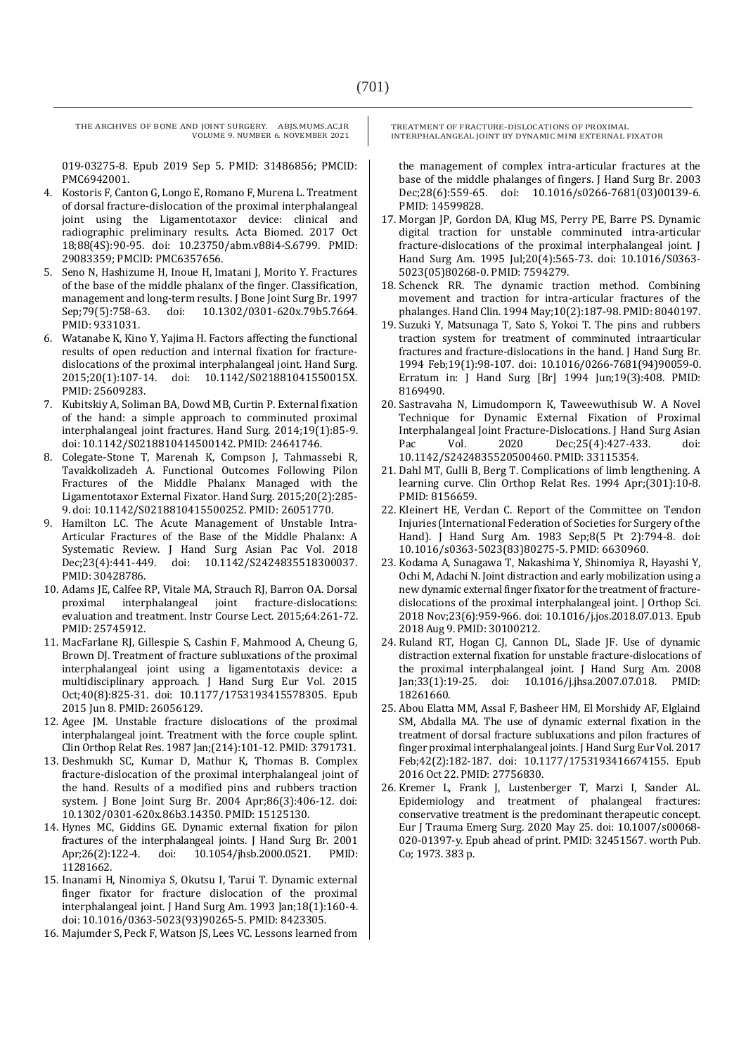019-03275-8. Epub 2019 Sep 5. PMID: 31486856; PMCID: PMC6942001.

4. Kostoris F, Canton G, Longo E, Romano F, Murena L. Treatment of dorsal fracture-dislocation of the proximal interphalangeal joint using the Ligamentotaxor device: clinical and radiographic preliminary results. Acta Biomed. 2017 Oct 18;88(4S):90-95. doi: 10.23750/abm.v88i4-S.6799. PMID: 29083359; PMCID: PMC6357656.
5. Seno N, Hashizume H, Inoue H, Imatani J, Morito Y. Fractures of the base of the middle phalanx of the finger. Classification, management and long-term results. J Bone Joint Surg Br. 1997 Sep;79(5):758-63. doi: 10.1302/0301-620x.79b5.7664. PMID: 9331031.
6. Watanabe K, Kino Y, Yajima H. Factors affecting the functional results of open reduction and internal fixation for fracture-dislocations of the proximal interphalangeal joint. Hand Surg. 2015;20(1):107-14. doi: 10.1142/S021881041550015X. PMID: 25609283.
7. Kubitskiy A, Soliman BA, Dowd MB, Curtin P. External fixation of the hand: a simple approach to comminuted proximal interphalangeal joint fractures. Hand Surg. 2014;19(1):85-9. doi: 10.1142/S0218810414500142. PMID: 24641746.
8. Colegate-Stone T, Marenah K, Compson J, Tahmassebi R, Tavakkolizadeh A. Functional Outcomes Following Pilon Fractures of the Middle Phalanx Managed with the Ligamentotaxor External Fixator. Hand Surg. 2015;20(2):285-9. doi: 10.1142/S0218810415500252. PMID: 26051770.
9. Hamilton LC. The Acute Management of Unstable Intra-Articular Fractures of the Base of the Middle Phalanx: A Systematic Review. J Hand Surg Asian Pac Vol. 2018 Dec;23(4):441-449. doi: 10.1142/S2424835518300037. PMID: 30428786.
10. Adams JE, Calfee RP, Vitale MA, Strauch RJ, Barron OA. Dorsal proximal interphalangeal joint fracture-dislocations: evaluation and treatment. Instr Course Lect. 2015;64:261-72. PMID: 25745912.
11. MacFarlane RJ, Gillespie S, Cashin F, Mahmood A, Cheung G, Brown DJ. Treatment of fracture subluxations of the proximal interphalangeal joint using a ligamentotaxis device: a multidisciplinary approach. J Hand Surg Eur Vol. 2015 Oct;40(8):825-31. doi: 10.1177/1753193415578305. Epub 2015 Jun 8. PMID: 26056129.
12. Agee JM. Unstable fracture dislocations of the proximal interphalangeal joint. Treatment with the force couple splint. Clin Orthop Relat Res. 1987 Jan;(214):101-12. PMID: 3791731.
13. Deshmukh SC, Kumar D, Mathur K, Thomas B. Complex fracture-dislocation of the proximal interphalangeal joint of the hand. Results of a modified pins and rubbers traction system. J Bone Joint Surg Br. 2004 Apr;86(3):406-12. doi: 10.1302/0301-620x.86b3.14350. PMID: 15125130.
14. Hynes MC, Giddins GE. Dynamic external fixation for pilon fractures of the interphalangeal joints. J Hand Surg Br. 2001 Apr;26(2):122-4. doi: 10.1054/jhsb.2000.0521. PMID: 11281662.
15. Inanami H, Ninomiya S, Okutsu I, Tarui T. Dynamic external finger fixator for fracture dislocation of the proximal interphalangeal joint. J Hand Surg Am. 1993 Jan;18(1):160-4. doi: 10.1016/0363-5023(93)90265-5. PMID: 8423305.
16. Majumder S, Peck F, Watson JS, Lees VC. Lessons learned from the management of complex intra-articular fractures at the base of the middle phalanges of fingers. J Hand Surg Br. 2003 Dec;28(6):559-65. doi: 10.1016/s0266-7681(03)00139-6. PMID: 14599828.
17. Morgan JP, Gordon DA, Klug MS, Perry PE, Barre PS. Dynamic digital traction for unstable comminuted intra-articular fracture-dislocations of the proximal interphalangeal joint. J Hand Surg Am. 1995 Jul;20(4):565-73. doi: 10.1016/S0363-5023(05)80268-0. PMID: 7594279.
18. Schenck RR. The dynamic traction method. Combining movement and traction for intra-articular fractures of the phalanges. Hand Clin. 1994 May;10(2):187-98. PMID: 8040197.
19. Suzuki Y, Matsunaga T, Sato S, Yokoi T. The pins and rubbers traction system for treatment of comminuted intraarticular fractures and fracture-dislocations in the hand. J Hand Surg Br. 1994 Feb;19(1):98-107. doi: 10.1016/0266-7681(94)90059-0. Erratum in: J Hand Surg [Br] 1994 Jun;19(3):408. PMID: 8169490.
20. Sastravaha N, Limudomporn K, Taweewuthisub W. A Novel Technique for Dynamic External Fixation of Proximal Interphalangeal Joint Fracture-Dislocations. J Hand Surg Asian Pac Vol. 2020 Dec;25(4):427-433. doi: 10.1142/S2424835520500460. PMID: 33115354.
21. Dahl MT, Gulli B, Berg T. Complications of limb lengthening. A learning curve. Clin Orthop Relat Res. 1994 Apr;(301):10-8. PMID: 8156659.
22. Kleinert HE, Verdan C. Report of the Committee on Tendon Injuries (International Federation of Societies for Surgery of the Hand). J Hand Surg Am. 1983 Sep;8(5 Pt 2):794-8. doi: 10.1016/s0363-5023(83)80275-5. PMID: 6630960.
23. Kodama A, Sunagawa T, Nakashima Y, Shinomiya R, Hayashi Y, Ochi M, Adachi N. Joint distraction and early mobilization using a new dynamic external finger fixator for the treatment of fracture-dislocations of the proximal interphalangeal joint. J Orthop Sci. 2018 Nov;23(6):959-966. doi: 10.1016/j.jos.2018.07.013. Epub 2018 Aug 9. PMID: 30100212.
24. Ruland RT, Hogan CJ, Cannon DL, Slade JF. Use of dynamic distraction external fixation for unstable fracture-dislocations of the proximal interphalangeal joint. J Hand Surg Am. 2008 Jan;33(1):19-25. doi: 10.1016/j.jhsa.2007.07.018. PMID: 18261660.
25. Abou Elatta MM, Assal F, Basheer HM, El Morshidy AF, Elglaind SM, Abdalla MA. The use of dynamic external fixation in the treatment of dorsal fracture subluxations and pilon fractures of finger proximal interphalangeal joints. J Hand Surg Eur Vol. 2017 Feb;42(2):182-187. doi: 10.1177/1753193416674155. Epub 2016 Oct 22. PMID: 27756830.
26. Kremer L, Frank J, Lustenberger T, Marzi I, Sander AL. Epidemiology and treatment of phalangeal fractures: conservative treatment is the predominant therapeutic concept. Eur J Trauma Emerg Surg. 2020 May 25. doi: 10.1007/s00068-020-01397-y. Epub ahead of print. PMID: 32451567. worth Pub. Co; 1973. 383 p.